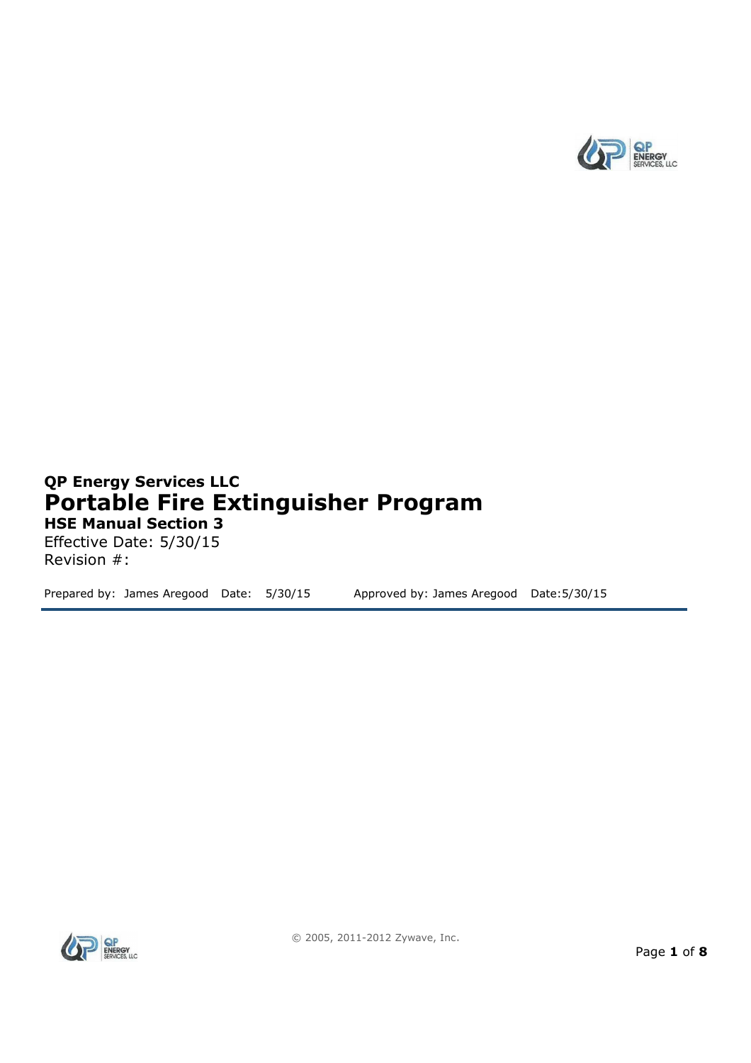**QP Energy Services LLC**

# Portable Fire Extinguisher Program

**HSE Manual Section 3**

Effective Date: 5/30/15
Revision #:

Prepared by: James Aregood Date: 5/30/15 Approved by: James Aregood Date:5/30/15

© 2005, 2011-2012 Zywave, Inc.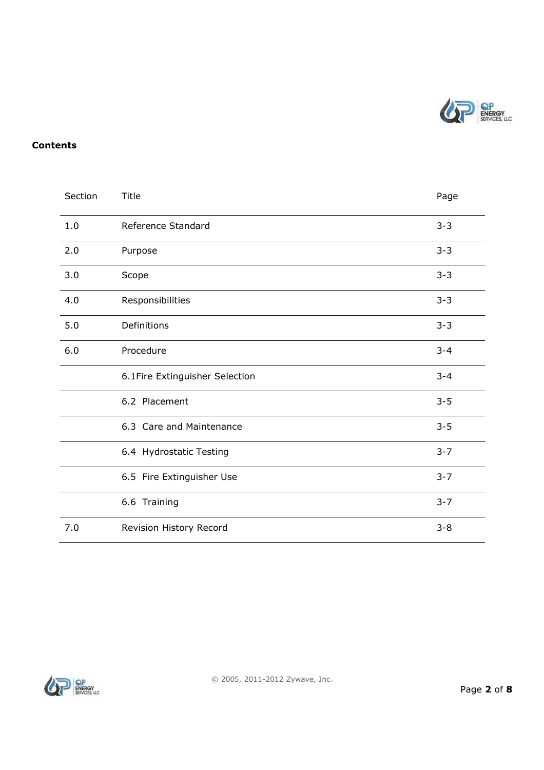**Contents**

| Section | Title | Page |
| --- | --- | --- |
| 1.0 | Reference Standard | 3-3 |
| 2.0 | Purpose | 3-3 |
| 3.0 | Scope | 3-3 |
| 4.0 | Responsibilities | 3-3 |
| 5.0 | Definitions | 3-3 |
| 6.0 | Procedure | 3-4 |
| | 6.1Fire Extinguisher Selection | 3-4 |
| | 6.2 Placement | 3-5 |
| | 6.3 Care and Maintenance | 3-5 |
| | 6.4 Hydrostatic Testing | 3-7 |
| | 6.5 Fire Extinguisher Use | 3-7 |
| | 6.6 Training | 3-7 |
| 7.0 | Revision History Record | 3-8 |

© 2005, 2011-2012 Zywave, Inc.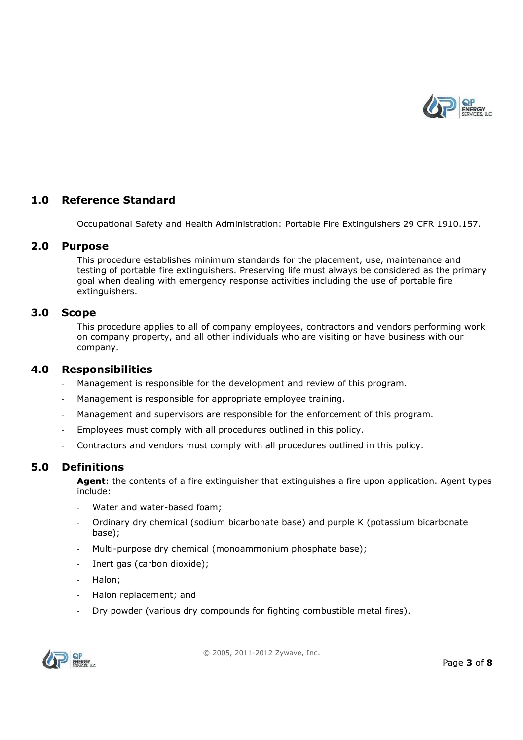## 1.0 Reference Standard

Occupational Safety and Health Administration: Portable Fire Extinguishers 29 CFR 1910.157.

## 2.0 Purpose

This procedure establishes minimum standards for the placement, use, maintenance and testing of portable fire extinguishers. Preserving life must always be considered as the primary goal when dealing with emergency response activities including the use of portable fire extinguishers.

## 3.0 Scope

This procedure applies to all of company employees, contractors and vendors performing work on company property, and all other individuals who are visiting or have business with our company.

## 4.0 Responsibilities

- Management is responsible for the development and review of this program.
- Management is responsible for appropriate employee training.
- Management and supervisors are responsible for the enforcement of this program.
- Employees must comply with all procedures outlined in this policy.
- Contractors and vendors must comply with all procedures outlined in this policy.

## 5.0 Definitions

**Agent**: the contents of a fire extinguisher that extinguishes a fire upon application. Agent types include:

- Water and water-based foam;
- Ordinary dry chemical (sodium bicarbonate base) and purple K (potassium bicarbonate base);
- Multi-purpose dry chemical (monoammonium phosphate base);
- Inert gas (carbon dioxide);
- Halon;
- Halon replacement; and
- Dry powder (various dry compounds for fighting combustible metal fires).

© 2005, 2011-2012 Zywave, Inc.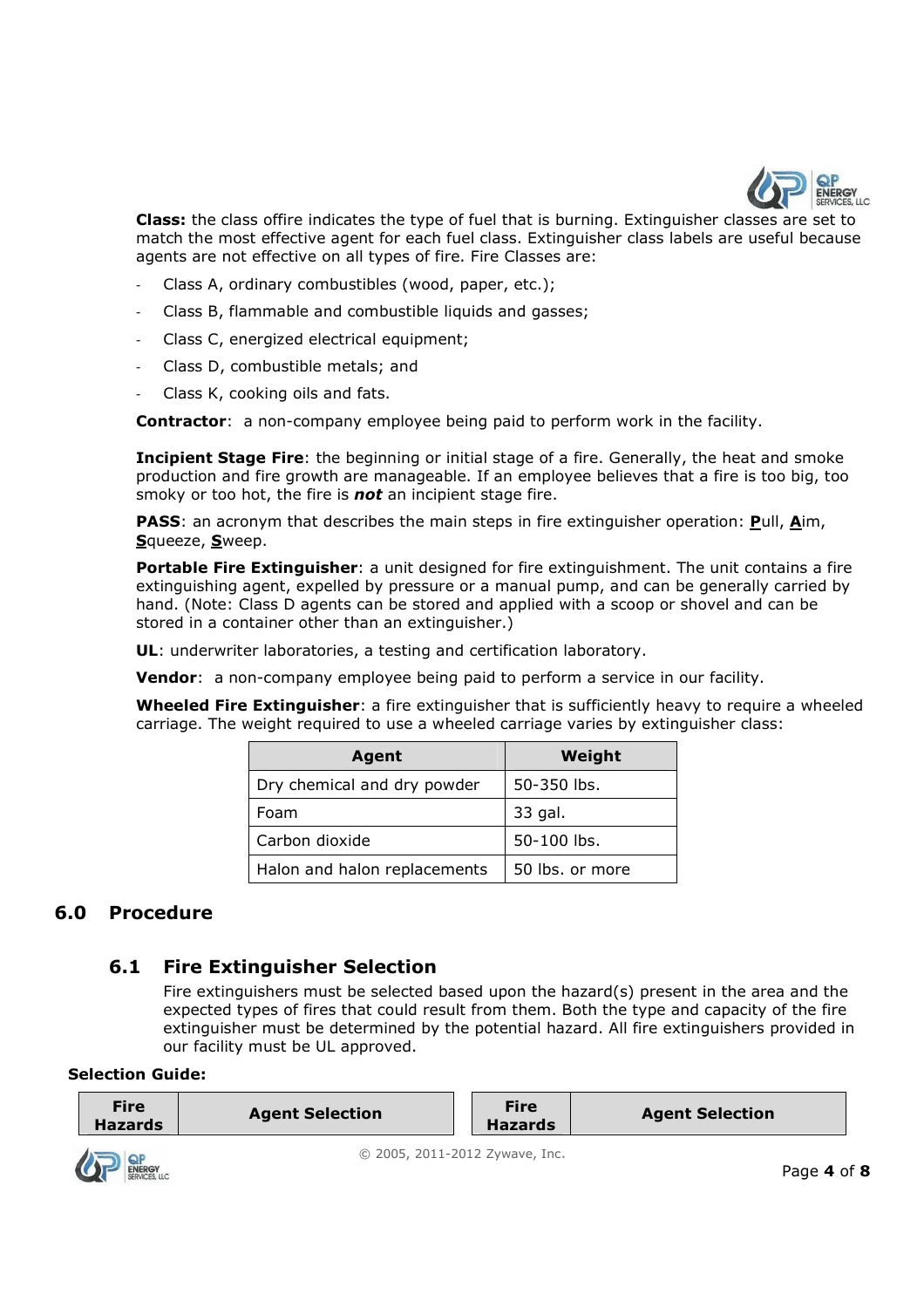**Class:** the class offire indicates the type of fuel that is burning. Extinguisher classes are set to match the most effective agent for each fuel class. Extinguisher class labels are useful because agents are not effective on all types of fire. Fire Classes are:

- Class A, ordinary combustibles (wood, paper, etc.);
- Class B, flammable and combustible liquids and gasses;
- Class C, energized electrical equipment;
- Class D, combustible metals; and
- Class K, cooking oils and fats.

**Contractor**: a non-company employee being paid to perform work in the facility.

**Incipient Stage Fire**: the beginning or initial stage of a fire. Generally, the heat and smoke production and fire growth are manageable. If an employee believes that a fire is too big, too smoky or too hot, the fire is ***not*** an incipient stage fire.

**PASS**: an acronym that describes the main steps in fire extinguisher operation: **P**ull, **A**im, **S**queeze, **S**weep.

**Portable Fire Extinguisher**: a unit designed for fire extinguishment. The unit contains a fire extinguishing agent, expelled by pressure or a manual pump, and can be generally carried by hand. (Note: Class D agents can be stored and applied with a scoop or shovel and can be stored in a container other than an extinguisher.)

**UL**: underwriter laboratories, a testing and certification laboratory.

**Vendor**: a non-company employee being paid to perform a service in our facility.

**Wheeled Fire Extinguisher**: a fire extinguisher that is sufficiently heavy to require a wheeled carriage. The weight required to use a wheeled carriage varies by extinguisher class:

| Agent | Weight |
| --- | --- |
| Dry chemical and dry powder | 50-350 lbs. |
| Foam | 33 gal. |
| Carbon dioxide | 50-100 lbs. |
| Halon and halon replacements | 50 lbs. or more |

## 6.0 Procedure

### 6.1 Fire Extinguisher Selection

Fire extinguishers must be selected based upon the hazard(s) present in the area and the expected types of fires that could result from them. Both the type and capacity of the fire extinguisher must be determined by the potential hazard. All fire extinguishers provided in our facility must be UL approved.

**Selection Guide:**

| Fire Hazards | Agent Selection | Fire Hazards | Agent Selection |
| --- | --- | --- | --- |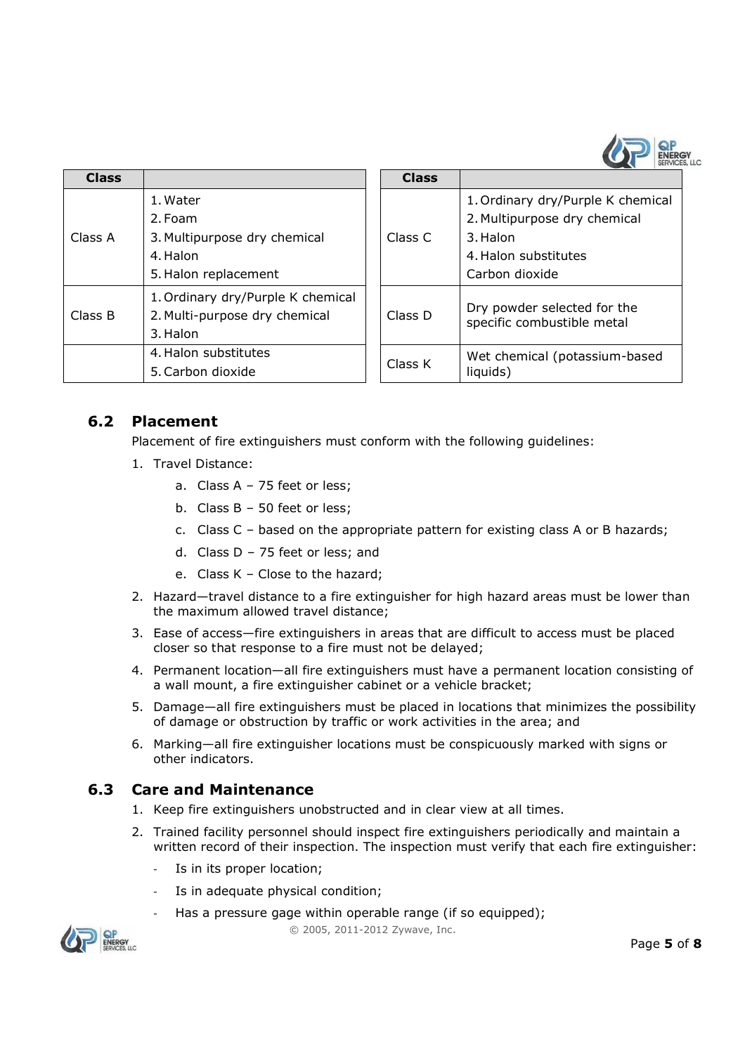| Class | |
|---|---|
| Class A | 1. Water<br>2. Foam<br>3. Multipurpose dry chemical<br>4. Halon<br>5. Halon replacement |
| Class B | 1. Ordinary dry/Purple K chemical<br>2. Multi-purpose dry chemical<br>3. Halon |
| | 4. Halon substitutes<br>5. Carbon dioxide |

| Class | |
|---|---|
| Class C | 1. Ordinary dry/Purple K chemical<br>2. Multipurpose dry chemical<br>3. Halon<br>4. Halon substitutes<br>Carbon dioxide |
| Class D | Dry powder selected for the specific combustible metal |
| Class K | Wet chemical (potassium-based liquids) |

## 6.2 Placement

Placement of fire extinguishers must conform with the following guidelines:

1. Travel Distance:
    a. Class A – 75 feet or less;
    b. Class B – 50 feet or less;
    c. Class C – based on the appropriate pattern for existing class A or B hazards;
    d. Class D – 75 feet or less; and
    e. Class K – Close to the hazard;
2. Hazard—travel distance to a fire extinguisher for high hazard areas must be lower than the maximum allowed travel distance;
3. Ease of access—fire extinguishers in areas that are difficult to access must be placed closer so that response to a fire must not be delayed;
4. Permanent location—all fire extinguishers must have a permanent location consisting of a wall mount, a fire extinguisher cabinet or a vehicle bracket;
5. Damage—all fire extinguishers must be placed in locations that minimizes the possibility of damage or obstruction by traffic or work activities in the area; and
6. Marking—all fire extinguisher locations must be conspicuously marked with signs or other indicators.

## 6.3 Care and Maintenance

1. Keep fire extinguishers unobstructed and in clear view at all times.
2. Trained facility personnel should inspect fire extinguishers periodically and maintain a written record of their inspection. The inspection must verify that each fire extinguisher:
    - Is in its proper location;
    - Is in adequate physical condition;
    - Has a pressure gage within operable range (if so equipped);

© 2005, 2011-2012 Zywave, Inc.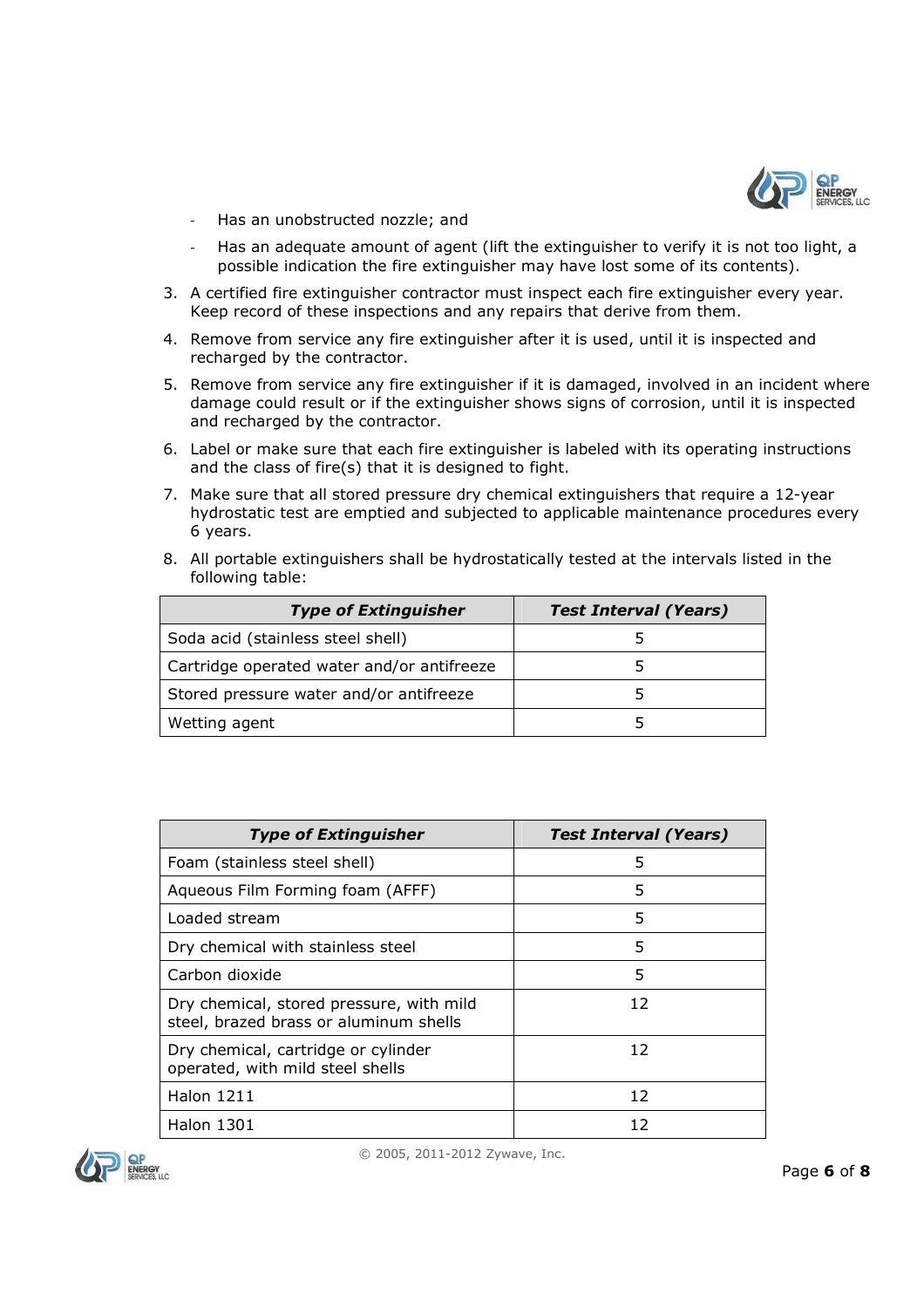- Has an unobstructed nozzle; and
- Has an adequate amount of agent (lift the extinguisher to verify it is not too light, a possible indication the fire extinguisher may have lost some of its contents).

3. A certified fire extinguisher contractor must inspect each fire extinguisher every year. Keep record of these inspections and any repairs that derive from them.
4. Remove from service any fire extinguisher after it is used, until it is inspected and recharged by the contractor.
5. Remove from service any fire extinguisher if it is damaged, involved in an incident where damage could result or if the extinguisher shows signs of corrosion, until it is inspected and recharged by the contractor.
6. Label or make sure that each fire extinguisher is labeled with its operating instructions and the class of fire(s) that it is designed to fight.
7. Make sure that all stored pressure dry chemical extinguishers that require a 12-year hydrostatic test are emptied and subjected to applicable maintenance procedures every 6 years.
8. All portable extinguishers shall be hydrostatically tested at the intervals listed in the following table:

| ***Type of Extinguisher*** | ***Test Interval (Years)*** |
|---|---|
| Soda acid (stainless steel shell) | 5 |
| Cartridge operated water and/or antifreeze | 5 |
| Stored pressure water and/or antifreeze | 5 |
| Wetting agent | 5 |
| Foam (stainless steel shell) | 5 |
| Aqueous Film Forming foam (AFFF) | 5 |
| Loaded stream | 5 |
| Dry chemical with stainless steel | 5 |
| Carbon dioxide | 5 |
| Dry chemical, stored pressure, with mild steel, brazed brass or aluminum shells | 12 |
| Dry chemical, cartridge or cylinder operated, with mild steel shells | 12 |
| Halon 1211 | 12 |
| Halon 1301 | 12 |

© 2005, 2011-2012 Zywave, Inc.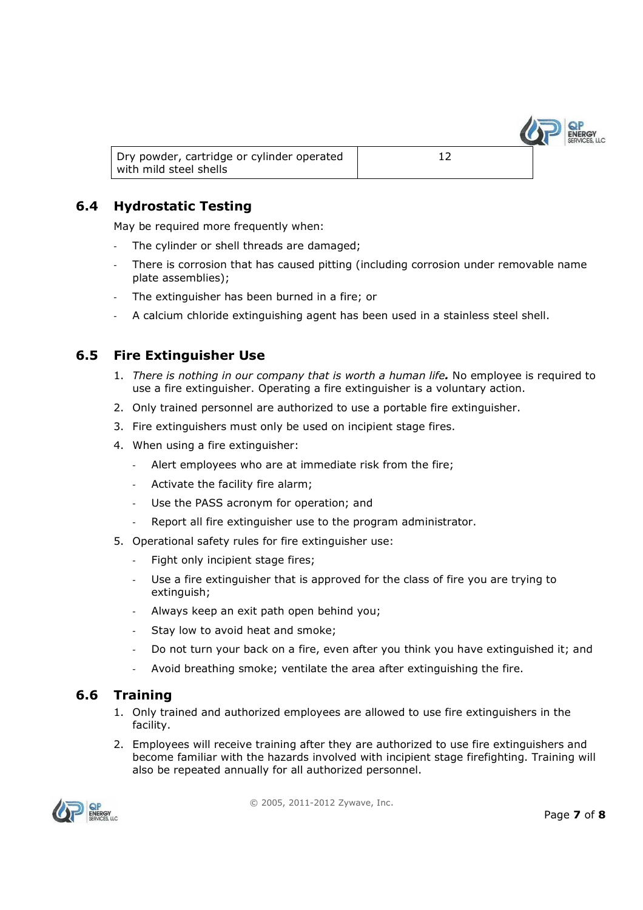| Dry powder, cartridge or cylinder operated with mild steel shells | 12 |
|---|---|

## 6.4 Hydrostatic Testing

May be required more frequently when:

- The cylinder or shell threads are damaged;
- There is corrosion that has caused pitting (including corrosion under removable name plate assemblies);
- The extinguisher has been burned in a fire; or
- A calcium chloride extinguishing agent has been used in a stainless steel shell.

## 6.5 Fire Extinguisher Use

1. *There is nothing in our company that is worth a human life.* No employee is required to use a fire extinguisher. Operating a fire extinguisher is a voluntary action.
2. Only trained personnel are authorized to use a portable fire extinguisher.
3. Fire extinguishers must only be used on incipient stage fires.
4. When using a fire extinguisher:
   - Alert employees who are at immediate risk from the fire;
   - Activate the facility fire alarm;
   - Use the PASS acronym for operation; and
   - Report all fire extinguisher use to the program administrator.
5. Operational safety rules for fire extinguisher use:
   - Fight only incipient stage fires;
   - Use a fire extinguisher that is approved for the class of fire you are trying to extinguish;
   - Always keep an exit path open behind you;
   - Stay low to avoid heat and smoke;
   - Do not turn your back on a fire, even after you think you have extinguished it; and
   - Avoid breathing smoke; ventilate the area after extinguishing the fire.

## 6.6 Training

1. Only trained and authorized employees are allowed to use fire extinguishers in the facility.
2. Employees will receive training after they are authorized to use fire extinguishers and become familiar with the hazards involved with incipient stage firefighting. Training will also be repeated annually for all authorized personnel.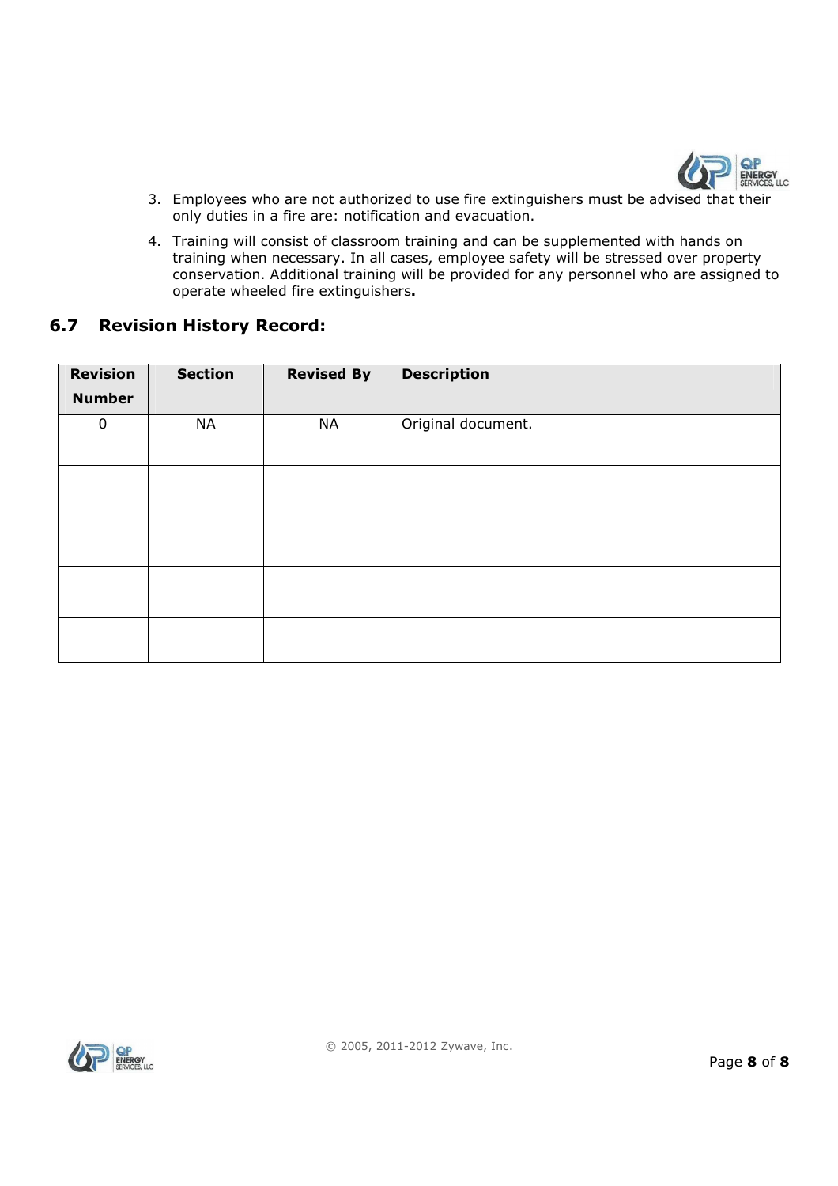3. Employees who are not authorized to use fire extinguishers must be advised that their only duties in a fire are: notification and evacuation.

4. Training will consist of classroom training and can be supplemented with hands on training when necessary. In all cases, employee safety will be stressed over property conservation. Additional training will be provided for any personnel who are assigned to operate wheeled fire extinguishers**.**

## 6.7 Revision History Record:

| Revision Number | Section | Revised By | Description |
|---|---|---|---|
| 0 | NA | NA | Original document. |
| | | | |
| | | | |
| | | | |
| | | | |

© 2005, 2011-2012 Zywave, Inc.